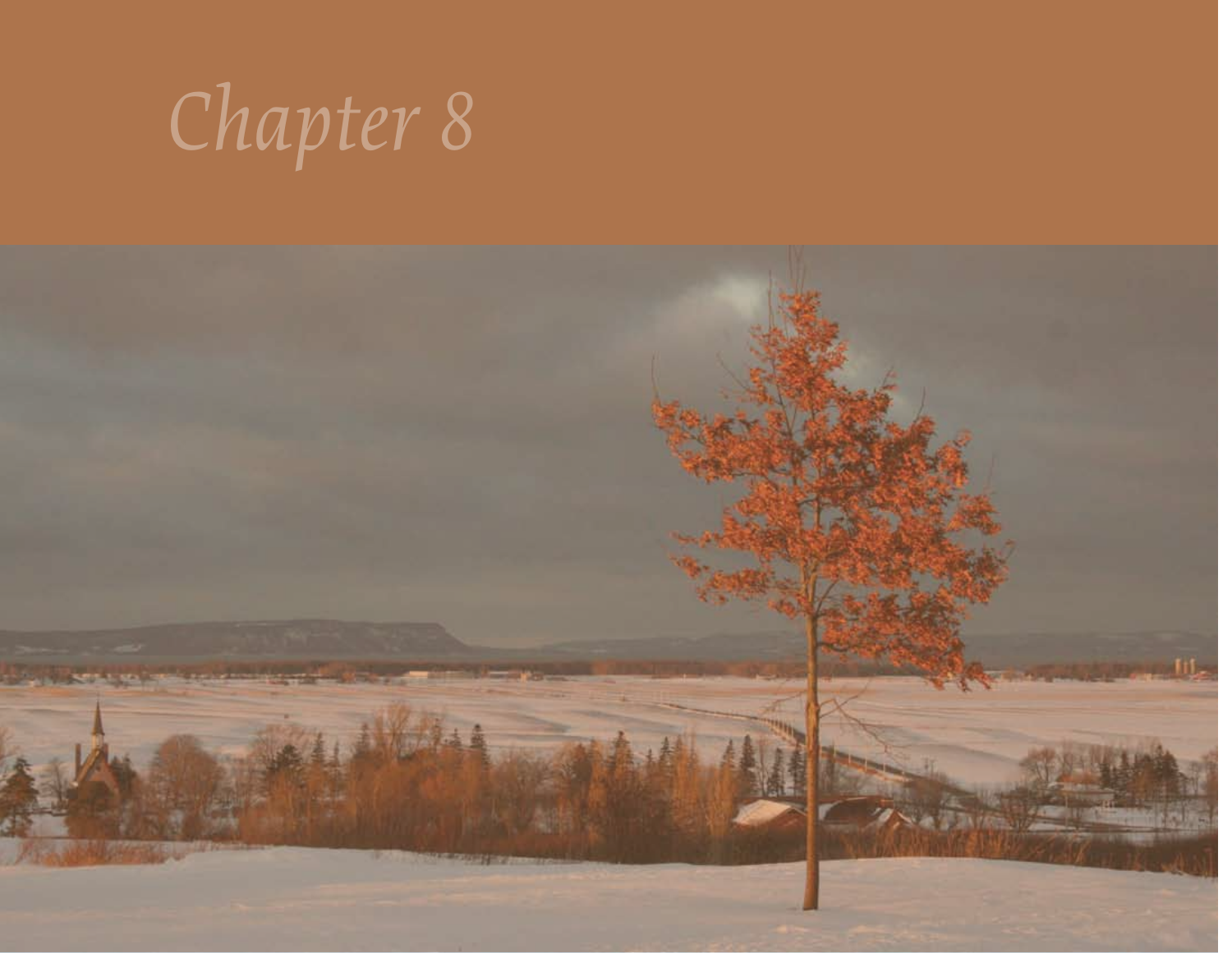# *Chapter 8*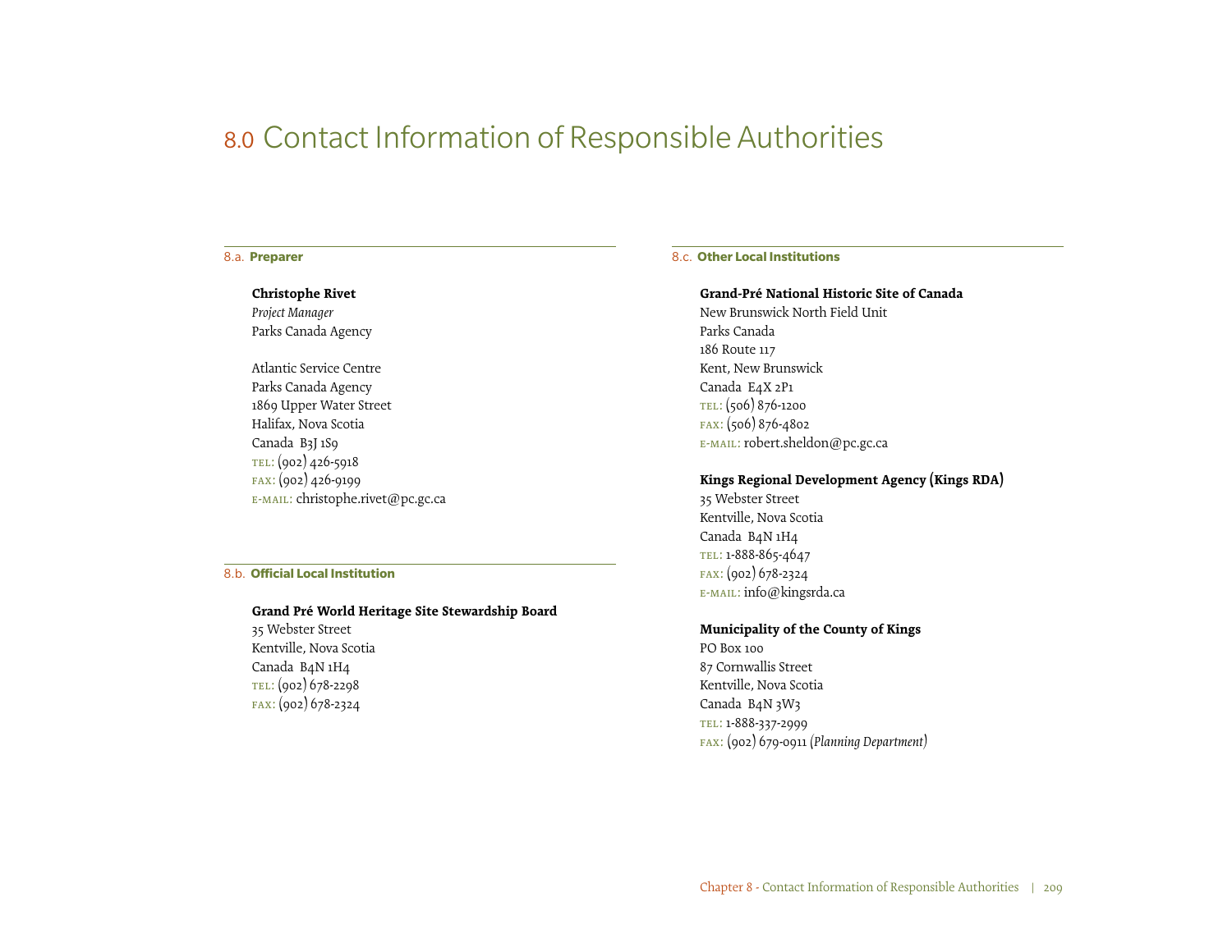# 8.0 Contact Information of Responsible Authorities

## 8.a. Preparer

**Christophe Rivet**
*Project Manager*
Parks Canada Agency

Atlantic Service Centre
Parks Canada Agency
1869 Upper Water Street
Halifax, Nova Scotia
Canada B3J 1S9
TEL: (902) 426-5918
FAX: (902) 426-9199
E-MAIL: christophe.rivet@pc.gc.ca

## 8.b. Official Local Institution

**Grand Pré World Heritage Site Stewardship Board**
35 Webster Street
Kentville, Nova Scotia
Canada B4N 1H4
TEL: (902) 678-2298
FAX: (902) 678-2324

## 8.c. Other Local Institutions

**Grand-Pré National Historic Site of Canada**
New Brunswick North Field Unit
Parks Canada
186 Route 117
Kent, New Brunswick
Canada E4X 2P1
TEL: (506) 876-1200
FAX: (506) 876-4802
E-MAIL: robert.sheldon@pc.gc.ca

**Kings Regional Development Agency (Kings RDA)**
35 Webster Street
Kentville, Nova Scotia
Canada B4N 1H4
TEL: 1-888-865-4647
FAX: (902) 678-2324
E-MAIL: info@kingsrda.ca

**Municipality of the County of Kings**
PO Box 100
87 Cornwallis Street
Kentville, Nova Scotia
Canada B4N 3W3
TEL: 1-888-337-2999
FAX: (902) 679-0911 *(Planning Department)*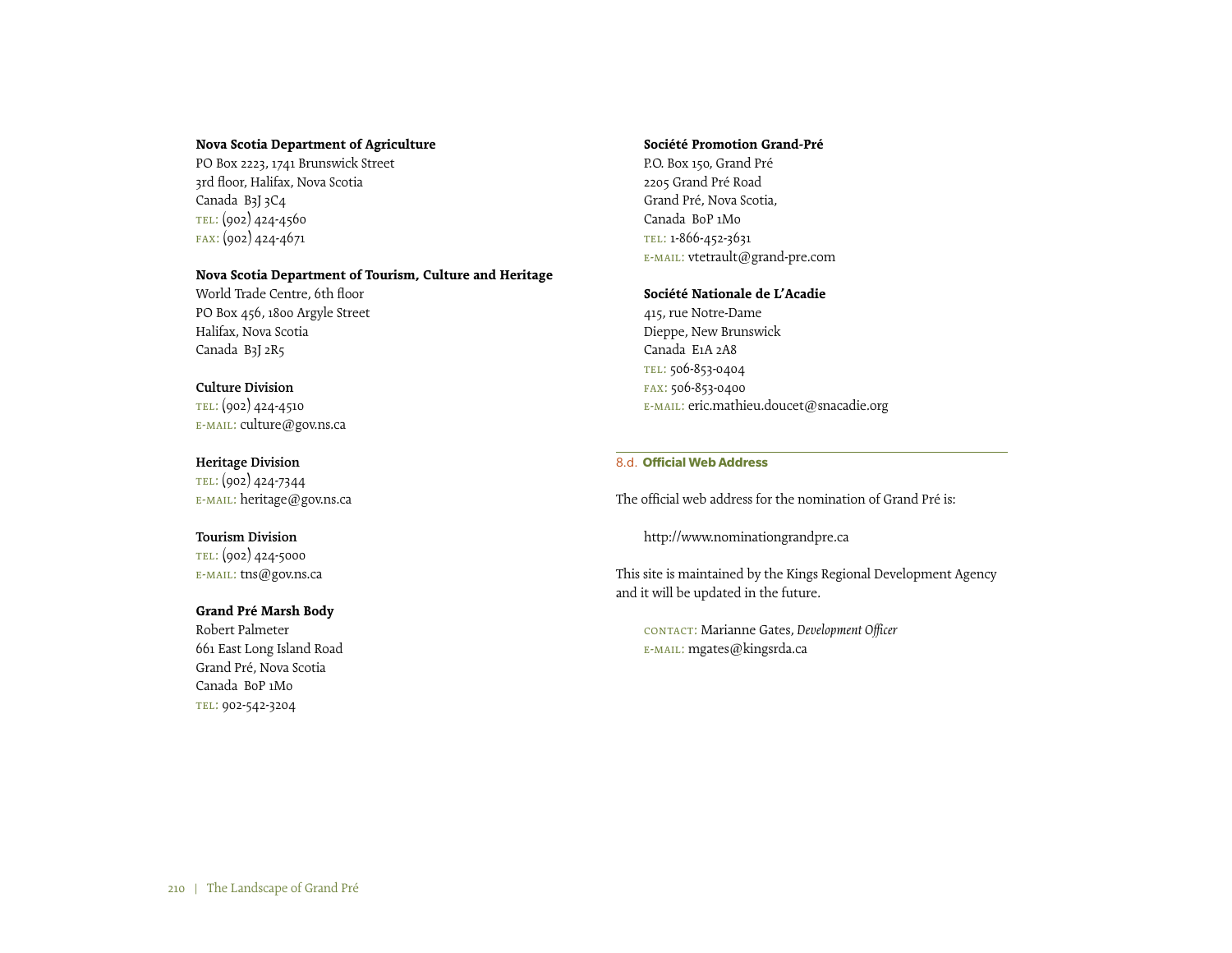**Nova Scotia Department of Agriculture**
PO Box 2223, 1741 Brunswick Street
3rd floor, Halifax, Nova Scotia
Canada B3J 3C4
TEL: (902) 424-4560
FAX: (902) 424-4671

**Nova Scotia Department of Tourism, Culture and Heritage**
World Trade Centre, 6th floor
PO Box 456, 1800 Argyle Street
Halifax, Nova Scotia
Canada B3J 2R5

**Culture Division**
TEL: (902) 424-4510
E-MAIL: culture@gov.ns.ca

**Heritage Division**
TEL: (902) 424-7344
E-MAIL: heritage@gov.ns.ca

**Tourism Division**
TEL: (902) 424-5000
E-MAIL: tns@gov.ns.ca

**Grand Pré Marsh Body**
Robert Palmeter
661 East Long Island Road
Grand Pré, Nova Scotia
Canada B0P 1M0
TEL: 902-542-3204

**Société Promotion Grand-Pré**
P.O. Box 150, Grand Pré
2205 Grand Pré Road
Grand Pré, Nova Scotia,
Canada B0P 1M0
TEL: 1-866-452-3631
E-MAIL: vtetrault@grand-pre.com

**Société Nationale de L'Acadie**
415, rue Notre-Dame
Dieppe, New Brunswick
Canada E1A 2A8
TEL: 506-853-0404
FAX: 506-853-0400
E-MAIL: eric.mathieu.doucet@snacadie.org

## 8.d. Official Web Address

The official web address for the nomination of Grand Pré is:

http://www.nominationgrandpre.ca

This site is maintained by the Kings Regional Development Agency and it will be updated in the future.

CONTACT: Marianne Gates, *Development Officer*
E-MAIL: mgates@kingsrda.ca